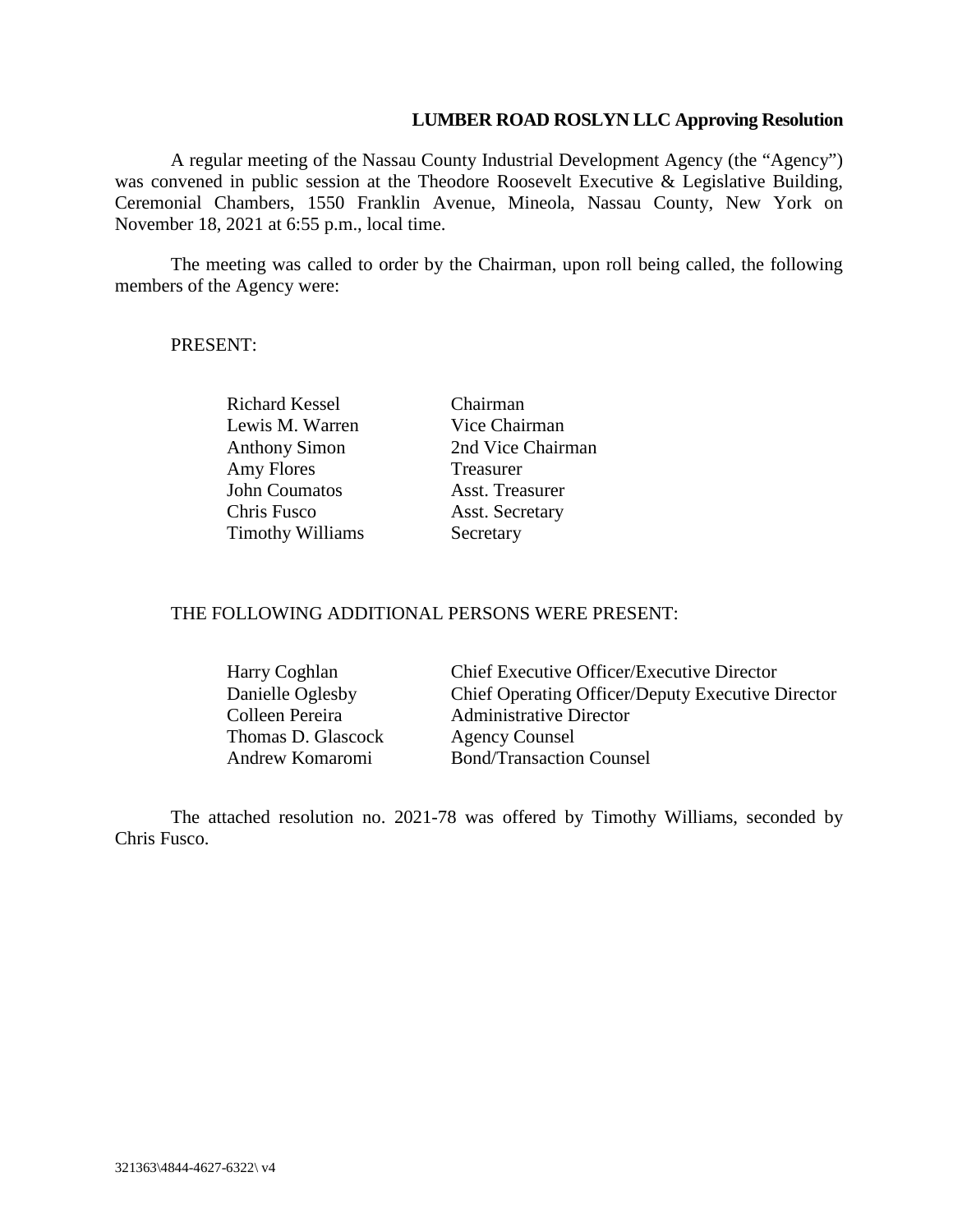**LUMBER ROAD ROSLYN LLC Approving Resolution**

A regular meeting of the Nassau County Industrial Development Agency (the "Agency") was convened in public session at the Theodore Roosevelt Executive & Legislative Building, Ceremonial Chambers, 1550 Franklin Avenue, Mineola, Nassau County, New York on November 18, 2021 at 6:55 p.m., local time.

The meeting was called to order by the Chairman, upon roll being called, the following members of the Agency were:

PRESENT:

| | |
|---|---|
| Richard Kessel | Chairman |
| Lewis M. Warren | Vice Chairman |
| Anthony Simon | 2nd Vice Chairman |
| Amy Flores | Treasurer |
| John Coumatos | Asst. Treasurer |
| Chris Fusco | Asst. Secretary |
| Timothy Williams | Secretary |

THE FOLLOWING ADDITIONAL PERSONS WERE PRESENT:

| | |
|---|---|
| Harry Coghlan | Chief Executive Officer/Executive Director |
| Danielle Oglesby | Chief Operating Officer/Deputy Executive Director |
| Colleen Pereira | Administrative Director |
| Thomas D. Glascock | Agency Counsel |
| Andrew Komaromi | Bond/Transaction Counsel |

The attached resolution no. 2021-78 was offered by Timothy Williams, seconded by Chris Fusco.

321363\4844-4627-6322\ v4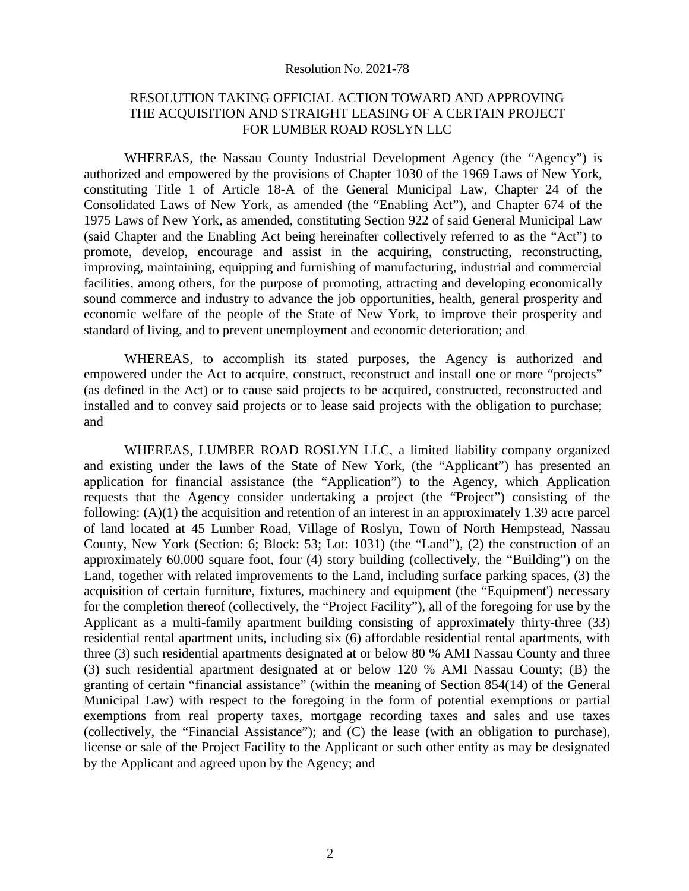Resolution No. 2021-78

## RESOLUTION TAKING OFFICIAL ACTION TOWARD AND APPROVING THE ACQUISITION AND STRAIGHT LEASING OF A CERTAIN PROJECT FOR LUMBER ROAD ROSLYN LLC

WHEREAS, the Nassau County Industrial Development Agency (the "Agency") is authorized and empowered by the provisions of Chapter 1030 of the 1969 Laws of New York, constituting Title 1 of Article 18-A of the General Municipal Law, Chapter 24 of the Consolidated Laws of New York, as amended (the "Enabling Act"), and Chapter 674 of the 1975 Laws of New York, as amended, constituting Section 922 of said General Municipal Law (said Chapter and the Enabling Act being hereinafter collectively referred to as the "Act") to promote, develop, encourage and assist in the acquiring, constructing, reconstructing, improving, maintaining, equipping and furnishing of manufacturing, industrial and commercial facilities, among others, for the purpose of promoting, attracting and developing economically sound commerce and industry to advance the job opportunities, health, general prosperity and economic welfare of the people of the State of New York, to improve their prosperity and standard of living, and to prevent unemployment and economic deterioration; and

WHEREAS, to accomplish its stated purposes, the Agency is authorized and empowered under the Act to acquire, construct, reconstruct and install one or more "projects" (as defined in the Act) or to cause said projects to be acquired, constructed, reconstructed and installed and to convey said projects or to lease said projects with the obligation to purchase; and

WHEREAS, LUMBER ROAD ROSLYN LLC, a limited liability company organized and existing under the laws of the State of New York, (the "Applicant") has presented an application for financial assistance (the "Application") to the Agency, which Application requests that the Agency consider undertaking a project (the "Project") consisting of the following: (A)(1) the acquisition and retention of an interest in an approximately 1.39 acre parcel of land located at 45 Lumber Road, Village of Roslyn, Town of North Hempstead, Nassau County, New York (Section: 6; Block: 53; Lot: 1031) (the "Land"), (2) the construction of an approximately 60,000 square foot, four (4) story building (collectively, the "Building") on the Land, together with related improvements to the Land, including surface parking spaces, (3) the acquisition of certain furniture, fixtures, machinery and equipment (the "Equipment') necessary for the completion thereof (collectively, the "Project Facility"), all of the foregoing for use by the Applicant as a multi-family apartment building consisting of approximately thirty-three (33) residential rental apartment units, including six (6) affordable residential rental apartments, with three (3) such residential apartments designated at or below 80 % AMI Nassau County and three (3) such residential apartment designated at or below 120 % AMI Nassau County; (B) the granting of certain "financial assistance" (within the meaning of Section 854(14) of the General Municipal Law) with respect to the foregoing in the form of potential exemptions or partial exemptions from real property taxes, mortgage recording taxes and sales and use taxes (collectively, the "Financial Assistance"); and (C) the lease (with an obligation to purchase), license or sale of the Project Facility to the Applicant or such other entity as may be designated by the Applicant and agreed upon by the Agency; and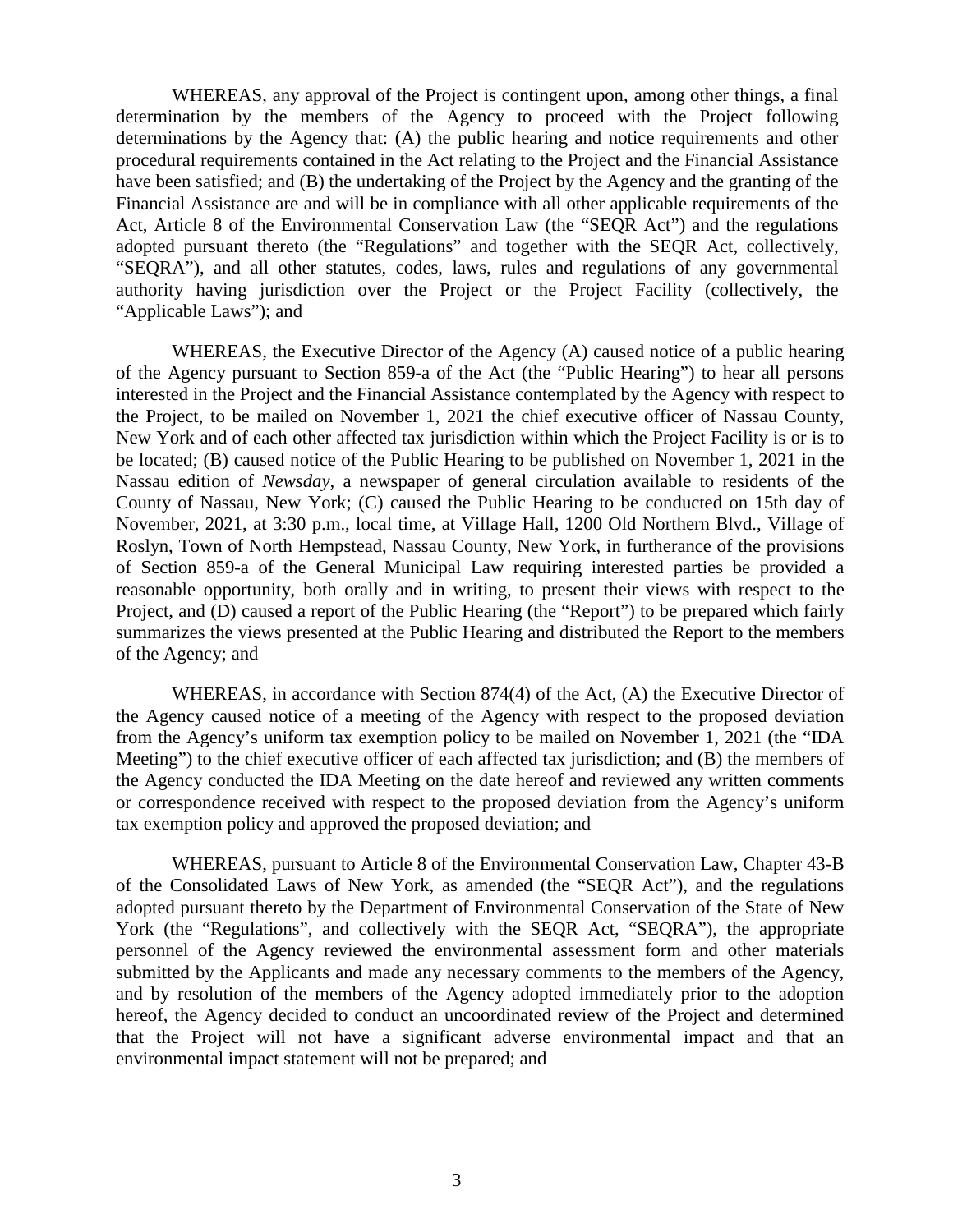WHEREAS, any approval of the Project is contingent upon, among other things, a final determination by the members of the Agency to proceed with the Project following determinations by the Agency that: (A) the public hearing and notice requirements and other procedural requirements contained in the Act relating to the Project and the Financial Assistance have been satisfied; and (B) the undertaking of the Project by the Agency and the granting of the Financial Assistance are and will be in compliance with all other applicable requirements of the Act, Article 8 of the Environmental Conservation Law (the "SEQR Act") and the regulations adopted pursuant thereto (the "Regulations" and together with the SEQR Act, collectively, "SEQRA"), and all other statutes, codes, laws, rules and regulations of any governmental authority having jurisdiction over the Project or the Project Facility (collectively, the "Applicable Laws"); and

WHEREAS, the Executive Director of the Agency (A) caused notice of a public hearing of the Agency pursuant to Section 859-a of the Act (the "Public Hearing") to hear all persons interested in the Project and the Financial Assistance contemplated by the Agency with respect to the Project, to be mailed on November 1, 2021 the chief executive officer of Nassau County, New York and of each other affected tax jurisdiction within which the Project Facility is or is to be located; (B) caused notice of the Public Hearing to be published on November 1, 2021 in the Nassau edition of *Newsday*, a newspaper of general circulation available to residents of the County of Nassau, New York; (C) caused the Public Hearing to be conducted on 15th day of November, 2021, at 3:30 p.m., local time, at Village Hall, 1200 Old Northern Blvd., Village of Roslyn, Town of North Hempstead, Nassau County, New York, in furtherance of the provisions of Section 859-a of the General Municipal Law requiring interested parties be provided a reasonable opportunity, both orally and in writing, to present their views with respect to the Project, and (D) caused a report of the Public Hearing (the "Report") to be prepared which fairly summarizes the views presented at the Public Hearing and distributed the Report to the members of the Agency; and

WHEREAS, in accordance with Section 874(4) of the Act, (A) the Executive Director of the Agency caused notice of a meeting of the Agency with respect to the proposed deviation from the Agency's uniform tax exemption policy to be mailed on November 1, 2021 (the "IDA Meeting") to the chief executive officer of each affected tax jurisdiction; and (B) the members of the Agency conducted the IDA Meeting on the date hereof and reviewed any written comments or correspondence received with respect to the proposed deviation from the Agency's uniform tax exemption policy and approved the proposed deviation; and

WHEREAS, pursuant to Article 8 of the Environmental Conservation Law, Chapter 43-B of the Consolidated Laws of New York, as amended (the "SEQR Act"), and the regulations adopted pursuant thereto by the Department of Environmental Conservation of the State of New York (the "Regulations", and collectively with the SEQR Act, "SEQRA"), the appropriate personnel of the Agency reviewed the environmental assessment form and other materials submitted by the Applicants and made any necessary comments to the members of the Agency, and by resolution of the members of the Agency adopted immediately prior to the adoption hereof, the Agency decided to conduct an uncoordinated review of the Project and determined that the Project will not have a significant adverse environmental impact and that an environmental impact statement will not be prepared; and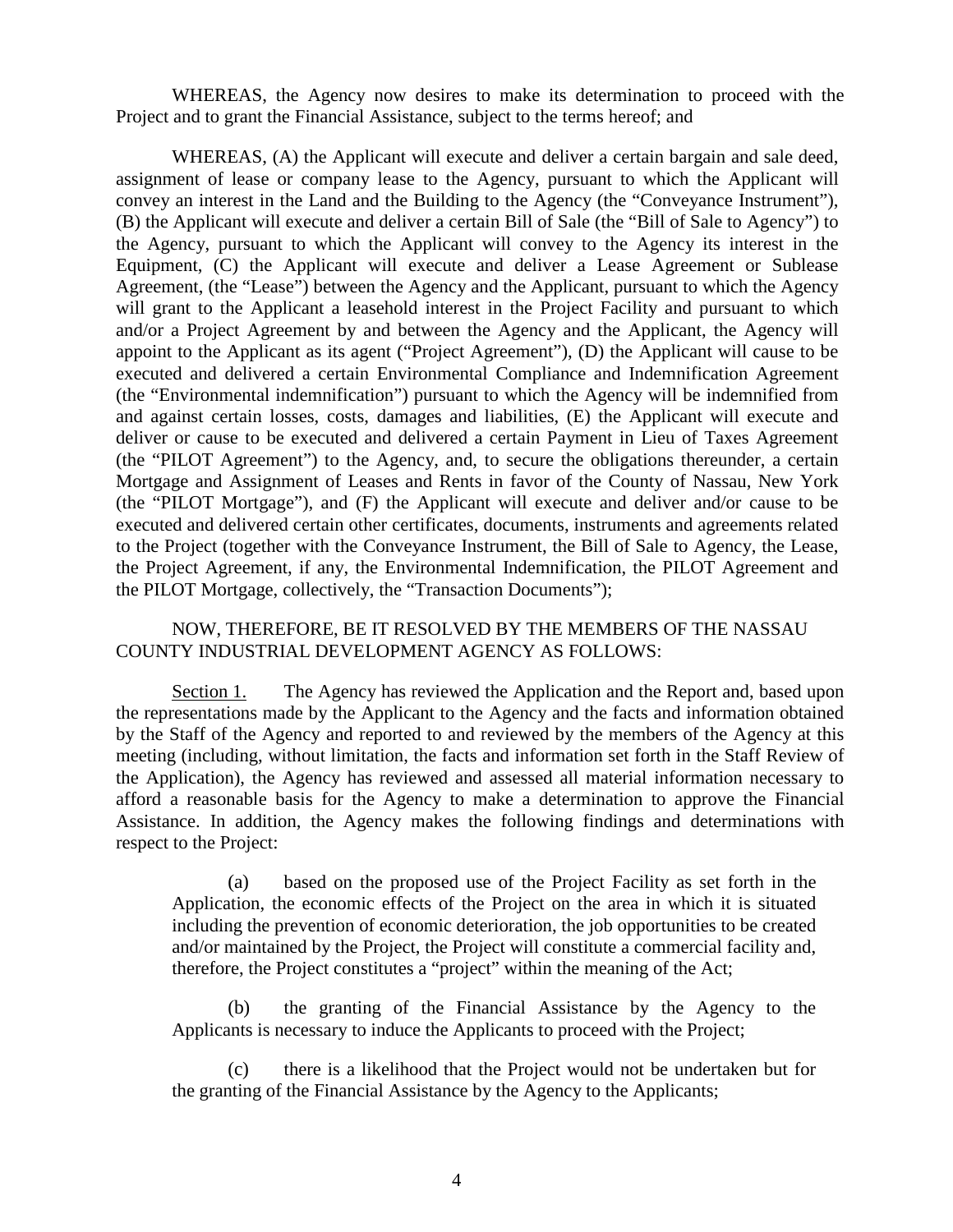WHEREAS, the Agency now desires to make its determination to proceed with the Project and to grant the Financial Assistance, subject to the terms hereof; and

WHEREAS, (A) the Applicant will execute and deliver a certain bargain and sale deed, assignment of lease or company lease to the Agency, pursuant to which the Applicant will convey an interest in the Land and the Building to the Agency (the "Conveyance Instrument"), (B) the Applicant will execute and deliver a certain Bill of Sale (the "Bill of Sale to Agency") to the Agency, pursuant to which the Applicant will convey to the Agency its interest in the Equipment, (C) the Applicant will execute and deliver a Lease Agreement or Sublease Agreement, (the "Lease") between the Agency and the Applicant, pursuant to which the Agency will grant to the Applicant a leasehold interest in the Project Facility and pursuant to which and/or a Project Agreement by and between the Agency and the Applicant, the Agency will appoint to the Applicant as its agent ("Project Agreement"), (D) the Applicant will cause to be executed and delivered a certain Environmental Compliance and Indemnification Agreement (the "Environmental indemnification") pursuant to which the Agency will be indemnified from and against certain losses, costs, damages and liabilities, (E) the Applicant will execute and deliver or cause to be executed and delivered a certain Payment in Lieu of Taxes Agreement (the "PILOT Agreement") to the Agency, and, to secure the obligations thereunder, a certain Mortgage and Assignment of Leases and Rents in favor of the County of Nassau, New York (the "PILOT Mortgage"), and (F) the Applicant will execute and deliver and/or cause to be executed and delivered certain other certificates, documents, instruments and agreements related to the Project (together with the Conveyance Instrument, the Bill of Sale to Agency, the Lease, the Project Agreement, if any, the Environmental Indemnification, the PILOT Agreement and the PILOT Mortgage, collectively, the "Transaction Documents");

NOW, THEREFORE, BE IT RESOLVED BY THE MEMBERS OF THE NASSAU COUNTY INDUSTRIAL DEVELOPMENT AGENCY AS FOLLOWS:

Section 1. The Agency has reviewed the Application and the Report and, based upon the representations made by the Applicant to the Agency and the facts and information obtained by the Staff of the Agency and reported to and reviewed by the members of the Agency at this meeting (including, without limitation, the facts and information set forth in the Staff Review of the Application), the Agency has reviewed and assessed all material information necessary to afford a reasonable basis for the Agency to make a determination to approve the Financial Assistance. In addition, the Agency makes the following findings and determinations with respect to the Project:

(a) based on the proposed use of the Project Facility as set forth in the Application, the economic effects of the Project on the area in which it is situated including the prevention of economic deterioration, the job opportunities to be created and/or maintained by the Project, the Project will constitute a commercial facility and, therefore, the Project constitutes a "project" within the meaning of the Act;

(b) the granting of the Financial Assistance by the Agency to the Applicants is necessary to induce the Applicants to proceed with the Project;

(c) there is a likelihood that the Project would not be undertaken but for the granting of the Financial Assistance by the Agency to the Applicants;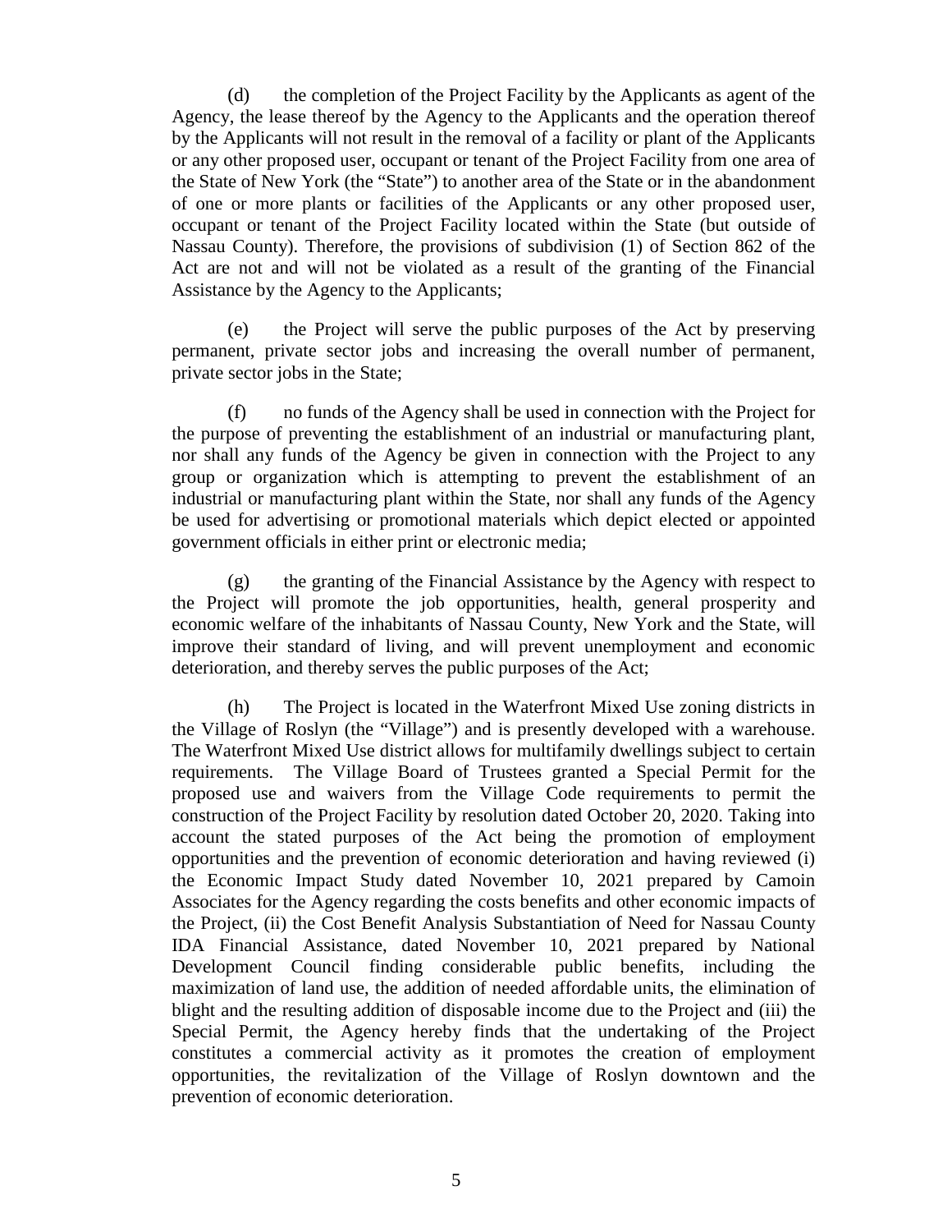(d) the completion of the Project Facility by the Applicants as agent of the Agency, the lease thereof by the Agency to the Applicants and the operation thereof by the Applicants will not result in the removal of a facility or plant of the Applicants or any other proposed user, occupant or tenant of the Project Facility from one area of the State of New York (the "State") to another area of the State or in the abandonment of one or more plants or facilities of the Applicants or any other proposed user, occupant or tenant of the Project Facility located within the State (but outside of Nassau County). Therefore, the provisions of subdivision (1) of Section 862 of the Act are not and will not be violated as a result of the granting of the Financial Assistance by the Agency to the Applicants;

(e) the Project will serve the public purposes of the Act by preserving permanent, private sector jobs and increasing the overall number of permanent, private sector jobs in the State;

(f) no funds of the Agency shall be used in connection with the Project for the purpose of preventing the establishment of an industrial or manufacturing plant, nor shall any funds of the Agency be given in connection with the Project to any group or organization which is attempting to prevent the establishment of an industrial or manufacturing plant within the State, nor shall any funds of the Agency be used for advertising or promotional materials which depict elected or appointed government officials in either print or electronic media;

(g) the granting of the Financial Assistance by the Agency with respect to the Project will promote the job opportunities, health, general prosperity and economic welfare of the inhabitants of Nassau County, New York and the State, will improve their standard of living, and will prevent unemployment and economic deterioration, and thereby serves the public purposes of the Act;

(h) The Project is located in the Waterfront Mixed Use zoning districts in the Village of Roslyn (the "Village") and is presently developed with a warehouse. The Waterfront Mixed Use district allows for multifamily dwellings subject to certain requirements. The Village Board of Trustees granted a Special Permit for the proposed use and waivers from the Village Code requirements to permit the construction of the Project Facility by resolution dated October 20, 2020. Taking into account the stated purposes of the Act being the promotion of employment opportunities and the prevention of economic deterioration and having reviewed (i) the Economic Impact Study dated November 10, 2021 prepared by Camoin Associates for the Agency regarding the costs benefits and other economic impacts of the Project, (ii) the Cost Benefit Analysis Substantiation of Need for Nassau County IDA Financial Assistance, dated November 10, 2021 prepared by National Development Council finding considerable public benefits, including the maximization of land use, the addition of needed affordable units, the elimination of blight and the resulting addition of disposable income due to the Project and (iii) the Special Permit, the Agency hereby finds that the undertaking of the Project constitutes a commercial activity as it promotes the creation of employment opportunities, the revitalization of the Village of Roslyn downtown and the prevention of economic deterioration.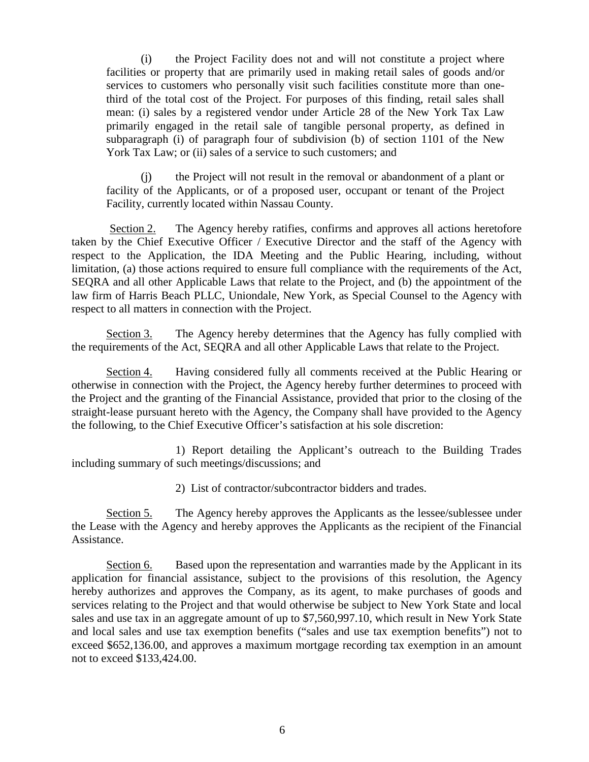(i) the Project Facility does not and will not constitute a project where facilities or property that are primarily used in making retail sales of goods and/or services to customers who personally visit such facilities constitute more than one-third of the total cost of the Project. For purposes of this finding, retail sales shall mean: (i) sales by a registered vendor under Article 28 of the New York Tax Law primarily engaged in the retail sale of tangible personal property, as defined in subparagraph (i) of paragraph four of subdivision (b) of section 1101 of the New York Tax Law; or (ii) sales of a service to such customers; and

(j) the Project will not result in the removal or abandonment of a plant or facility of the Applicants, or of a proposed user, occupant or tenant of the Project Facility, currently located within Nassau County.

Section 2. The Agency hereby ratifies, confirms and approves all actions heretofore taken by the Chief Executive Officer / Executive Director and the staff of the Agency with respect to the Application, the IDA Meeting and the Public Hearing, including, without limitation, (a) those actions required to ensure full compliance with the requirements of the Act, SEQRA and all other Applicable Laws that relate to the Project, and (b) the appointment of the law firm of Harris Beach PLLC, Uniondale, New York, as Special Counsel to the Agency with respect to all matters in connection with the Project.

Section 3. The Agency hereby determines that the Agency has fully complied with the requirements of the Act, SEQRA and all other Applicable Laws that relate to the Project.

Section 4. Having considered fully all comments received at the Public Hearing or otherwise in connection with the Project, the Agency hereby further determines to proceed with the Project and the granting of the Financial Assistance, provided that prior to the closing of the straight-lease pursuant hereto with the Agency, the Company shall have provided to the Agency the following, to the Chief Executive Officer's satisfaction at his sole discretion:

1) Report detailing the Applicant's outreach to the Building Trades including summary of such meetings/discussions; and

2) List of contractor/subcontractor bidders and trades.

Section 5. The Agency hereby approves the Applicants as the lessee/sublessee under the Lease with the Agency and hereby approves the Applicants as the recipient of the Financial Assistance.

Section 6. Based upon the representation and warranties made by the Applicant in its application for financial assistance, subject to the provisions of this resolution, the Agency hereby authorizes and approves the Company, as its agent, to make purchases of goods and services relating to the Project and that would otherwise be subject to New York State and local sales and use tax in an aggregate amount of up to $7,560,997.10, which result in New York State and local sales and use tax exemption benefits ("sales and use tax exemption benefits") not to exceed $652,136.00, and approves a maximum mortgage recording tax exemption in an amount not to exceed $133,424.00.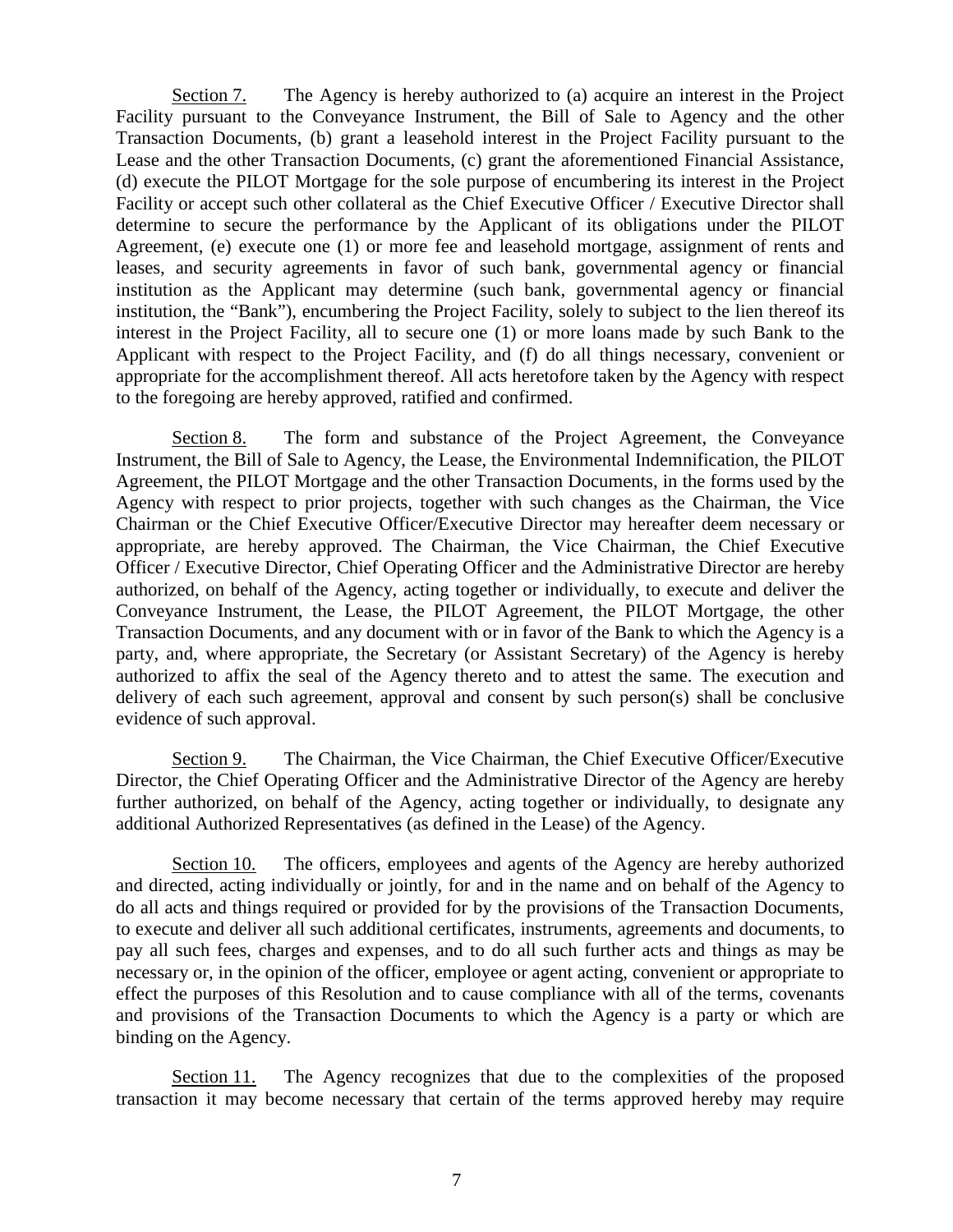Section 7. The Agency is hereby authorized to (a) acquire an interest in the Project Facility pursuant to the Conveyance Instrument, the Bill of Sale to Agency and the other Transaction Documents, (b) grant a leasehold interest in the Project Facility pursuant to the Lease and the other Transaction Documents, (c) grant the aforementioned Financial Assistance, (d) execute the PILOT Mortgage for the sole purpose of encumbering its interest in the Project Facility or accept such other collateral as the Chief Executive Officer / Executive Director shall determine to secure the performance by the Applicant of its obligations under the PILOT Agreement, (e) execute one (1) or more fee and leasehold mortgage, assignment of rents and leases, and security agreements in favor of such bank, governmental agency or financial institution as the Applicant may determine (such bank, governmental agency or financial institution, the "Bank"), encumbering the Project Facility, solely to subject to the lien thereof its interest in the Project Facility, all to secure one (1) or more loans made by such Bank to the Applicant with respect to the Project Facility, and (f) do all things necessary, convenient or appropriate for the accomplishment thereof. All acts heretofore taken by the Agency with respect to the foregoing are hereby approved, ratified and confirmed.

Section 8. The form and substance of the Project Agreement, the Conveyance Instrument, the Bill of Sale to Agency, the Lease, the Environmental Indemnification, the PILOT Agreement, the PILOT Mortgage and the other Transaction Documents, in the forms used by the Agency with respect to prior projects, together with such changes as the Chairman, the Vice Chairman or the Chief Executive Officer/Executive Director may hereafter deem necessary or appropriate, are hereby approved. The Chairman, the Vice Chairman, the Chief Executive Officer / Executive Director, Chief Operating Officer and the Administrative Director are hereby authorized, on behalf of the Agency, acting together or individually, to execute and deliver the Conveyance Instrument, the Lease, the PILOT Agreement, the PILOT Mortgage, the other Transaction Documents, and any document with or in favor of the Bank to which the Agency is a party, and, where appropriate, the Secretary (or Assistant Secretary) of the Agency is hereby authorized to affix the seal of the Agency thereto and to attest the same. The execution and delivery of each such agreement, approval and consent by such person(s) shall be conclusive evidence of such approval.

Section 9. The Chairman, the Vice Chairman, the Chief Executive Officer/Executive Director, the Chief Operating Officer and the Administrative Director of the Agency are hereby further authorized, on behalf of the Agency, acting together or individually, to designate any additional Authorized Representatives (as defined in the Lease) of the Agency.

Section 10. The officers, employees and agents of the Agency are hereby authorized and directed, acting individually or jointly, for and in the name and on behalf of the Agency to do all acts and things required or provided for by the provisions of the Transaction Documents, to execute and deliver all such additional certificates, instruments, agreements and documents, to pay all such fees, charges and expenses, and to do all such further acts and things as may be necessary or, in the opinion of the officer, employee or agent acting, convenient or appropriate to effect the purposes of this Resolution and to cause compliance with all of the terms, covenants and provisions of the Transaction Documents to which the Agency is a party or which are binding on the Agency.

Section 11. The Agency recognizes that due to the complexities of the proposed transaction it may become necessary that certain of the terms approved hereby may require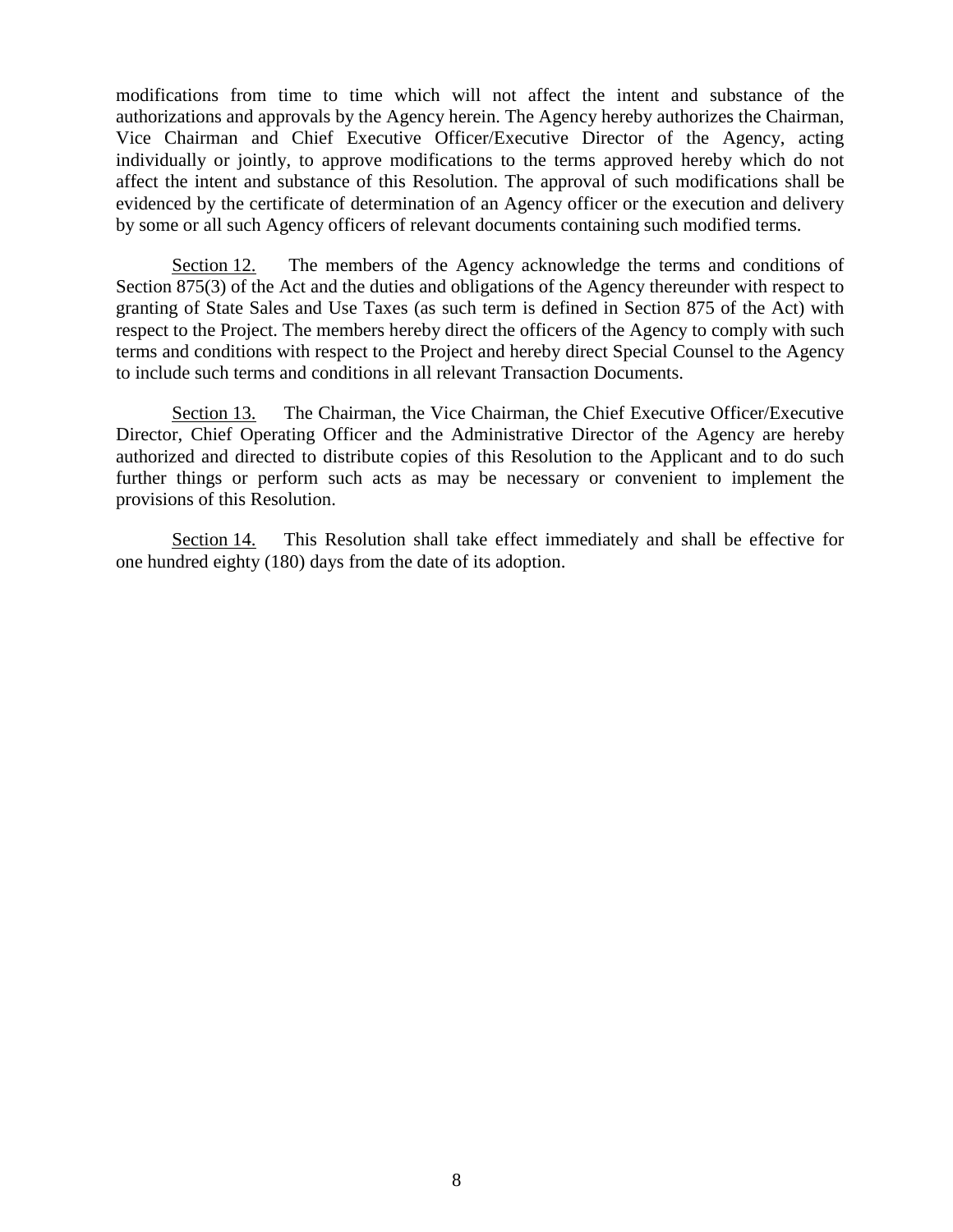modifications from time to time which will not affect the intent and substance of the authorizations and approvals by the Agency herein. The Agency hereby authorizes the Chairman, Vice Chairman and Chief Executive Officer/Executive Director of the Agency, acting individually or jointly, to approve modifications to the terms approved hereby which do not affect the intent and substance of this Resolution. The approval of such modifications shall be evidenced by the certificate of determination of an Agency officer or the execution and delivery by some or all such Agency officers of relevant documents containing such modified terms.

Section 12. The members of the Agency acknowledge the terms and conditions of Section 875(3) of the Act and the duties and obligations of the Agency thereunder with respect to granting of State Sales and Use Taxes (as such term is defined in Section 875 of the Act) with respect to the Project. The members hereby direct the officers of the Agency to comply with such terms and conditions with respect to the Project and hereby direct Special Counsel to the Agency to include such terms and conditions in all relevant Transaction Documents.

Section 13. The Chairman, the Vice Chairman, the Chief Executive Officer/Executive Director, Chief Operating Officer and the Administrative Director of the Agency are hereby authorized and directed to distribute copies of this Resolution to the Applicant and to do such further things or perform such acts as may be necessary or convenient to implement the provisions of this Resolution.

Section 14. This Resolution shall take effect immediately and shall be effective for one hundred eighty (180) days from the date of its adoption.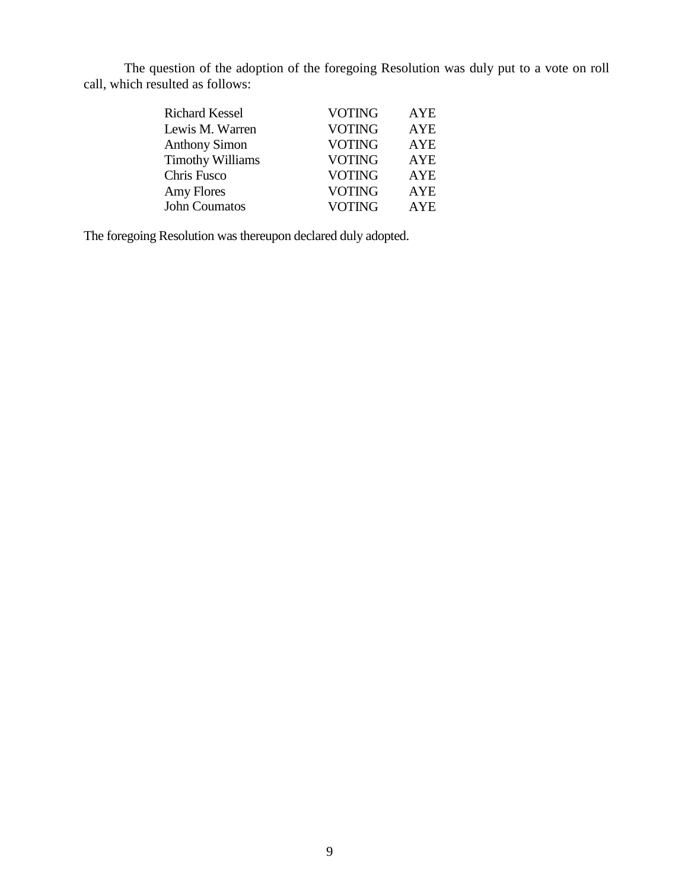The question of the adoption of the foregoing Resolution was duly put to a vote on roll call, which resulted as follows:

| | | |
|---|---|---|
| Richard Kessel | VOTING | AYE |
| Lewis M. Warren | VOTING | AYE |
| Anthony Simon | VOTING | AYE |
| Timothy Williams | VOTING | AYE |
| Chris Fusco | VOTING | AYE |
| Amy Flores | VOTING | AYE |
| John Coumatos | VOTING | AYE |

The foregoing Resolution was thereupon declared duly adopted.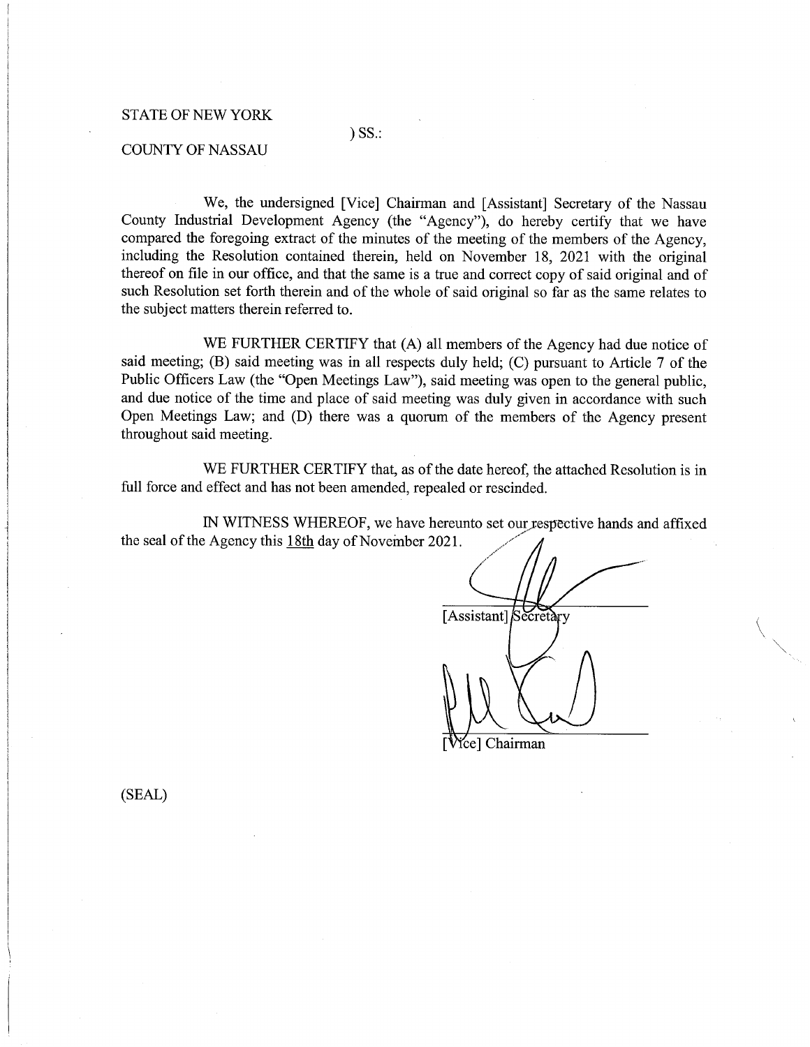STATE OF NEW YORK

) SS.:

COUNTY OF NASSAU

We, the undersigned [Vice] Chairman and [Assistant] Secretary of the Nassau County Industrial Development Agency (the "Agency"), do hereby certify that we have compared the foregoing extract of the minutes of the meeting of the members of the Agency, including the Resolution contained therein, held on November 18, 2021 with the original thereof on file in our office, and that the same is a true and correct copy of said original and of such Resolution set forth therein and of the whole of said original so far as the same relates to the subject matters therein referred to.

WE FURTHER CERTIFY that (A) all members of the Agency had due notice of said meeting; (B) said meeting was in all respects duly held; (C) pursuant to Article 7 of the Public Officers Law (the "Open Meetings Law"), said meeting was open to the general public, and due notice of the time and place of said meeting was duly given in accordance with such Open Meetings Law; and (D) there was a quorum of the members of the Agency present throughout said meeting.

WE FURTHER CERTIFY that, as of the date hereof, the attached Resolution is in full force and effect and has not been amended, repealed or rescinded.

IN WITNESS WHEREOF, we have hereunto set our respective hands and affixed the seal of the Agency this 18th day of November 2021.

[Assistant] Secretary

[Vice] Chairman

(SEAL)